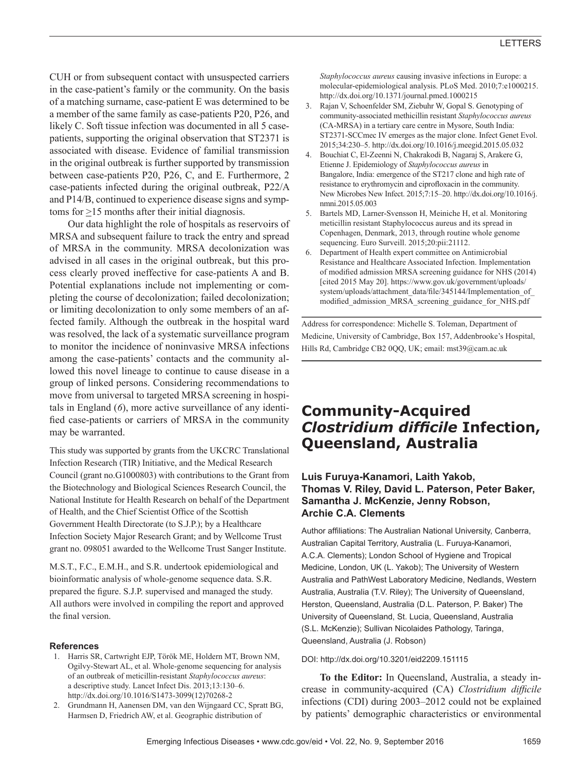CUH or from subsequent contact with unsuspected carriers in the case-patient's family or the community. On the basis of a matching surname, case-patient E was determined to be a member of the same family as case-patients P20, P26, and likely C. Soft tissue infection was documented in all 5 case-patients, supporting the original observation that ST2371 is associated with disease. Evidence of familial transmission in the original outbreak is further supported by transmission between case-patients P20, P26, C, and E. Furthermore, 2 case-patients infected during the original outbreak, P22/A and P14/B, continued to experience disease signs and symptoms for $\geq$15 months after their initial diagnosis.

Our data highlight the role of hospitals as reservoirs of MRSA and subsequent failure to track the entry and spread of MRSA in the community. MRSA decolonization was advised in all cases in the original outbreak, but this process clearly proved ineffective for case-patients A and B. Potential explanations include not implementing or completing the course of decolonization; failed decolonization; or limiting decolonization to only some members of an affected family. Although the outbreak in the hospital ward was resolved, the lack of a systematic surveillance program to monitor the incidence of noninvasive MRSA infections among the case-patients' contacts and the community allowed this novel lineage to continue to cause disease in a group of linked persons. Considering recommendations to move from universal to targeted MRSA screening in hospitals in England (*6*), more active surveillance of any identified case-patients or carriers of MRSA in the community may be warranted.

This study was supported by grants from the UKCRC Translational Infection Research (TIR) Initiative, and the Medical Research Council (grant no.G1000803) with contributions to the Grant from the Biotechnology and Biological Sciences Research Council, the National Institute for Health Research on behalf of the Department of Health, and the Chief Scientist Office of the Scottish Government Health Directorate (to S.J.P.); by a Healthcare Infection Society Major Research Grant; and by Wellcome Trust grant no. 098051 awarded to the Wellcome Trust Sanger Institute.

M.S.T., F.C., E.M.H., and S.R. undertook epidemiological and bioinformatic analysis of whole-genome sequence data. S.R. prepared the figure. S.J.P. supervised and managed the study. All authors were involved in compiling the report and approved the final version.

## References

1. Harris SR, Cartwright EJP, Török ME, Holdern MT, Brown NM, Ogilvy-Stewart AL, et al. Whole-genome sequencing for analysis of an outbreak of meticillin-resistant *Staphylococcus aureus*: a descriptive study. Lancet Infect Dis. 2013;13:130–6. http://dx.doi.org/10.1016/S1473-3099(12)70268-2
2. Grundmann H, Aanensen DM, van den Wijngaard CC, Spratt BG, Harmsen D, Friedrich AW, et al. Geographic distribution of *Staphylococcus aureus* causing invasive infections in Europe: a molecular-epidemiological analysis. PLoS Med. 2010;7:e1000215. http://dx.doi.org/10.1371/journal.pmed.1000215
3. Rajan V, Schoenfelder SM, Ziebuhr W, Gopal S. Genotyping of community-associated methicillin resistant *Staphylococcus aureus* (CA-MRSA) in a tertiary care centre in Mysore, South India: ST2371-SCCmec IV emerges as the major clone. Infect Genet Evol. 2015;34:230–5. http://dx.doi.org/10.1016/j.meegid.2015.05.032
4. Bouchiat C, El-Zeenni N, Chakrakodi B, Nagaraj S, Arakere G, Etienne J. Epidemiology of *Staphylococcus aureus* in Bangalore, India: emergence of the ST217 clone and high rate of resistance to erythromycin and ciprofloxacin in the community. New Microbes New Infect. 2015;7:15–20. http://dx.doi.org/10.1016/j.nmni.2015.05.003
5. Bartels MD, Larner-Svensson H, Meiniche H, et al. Monitoring meticillin resistant Staphylococcus aureus and its spread in Copenhagen, Denmark, 2013, through routine whole genome sequencing. Euro Surveill. 2015;20:pii:21112.
6. Department of Health expert committee on Antimicrobial Resistance and Healthcare Associated Infection. Implementation of modified admission MRSA screening guidance for NHS (2014) [cited 2015 May 20]. https://www.gov.uk/government/uploads/system/uploads/attachment_data/file/345144/Implementation_of_modified_admission_MRSA_screening_guidance_for_NHS.pdf

Address for correspondence: Michelle S. Toleman, Department of Medicine, University of Cambridge, Box 157, Addenbrooke's Hospital, Hills Rd, Cambridge CB2 0QQ, UK; email: mst39@cam.ac.uk

# Community-Acquired *Clostridium difficile* Infection, Queensland, Australia

**Luis Furuya-Kanamori, Laith Yakob, Thomas V. Riley, David L. Paterson, Peter Baker, Samantha J. McKenzie, Jenny Robson, Archie C.A. Clements**

Author affiliations: The Australian National University, Canberra, Australian Capital Territory, Australia (L. Furuya-Kanamori, A.C.A. Clements); London School of Hygiene and Tropical Medicine, London, UK (L. Yakob); The University of Western Australia and PathWest Laboratory Medicine, Nedlands, Western Australia, Australia (T.V. Riley); The University of Queensland, Herston, Queensland, Australia (D.L. Paterson, P. Baker) The University of Queensland, St. Lucia, Queensland, Australia (S.L. McKenzie); Sullivan Nicolaides Pathology, Taringa, Queensland, Australia (J. Robson)

DOI: http://dx.doi.org/10.3201/eid2209.151115

**To the Editor:** In Queensland, Australia, a steady increase in community-acquired (CA) *Clostridium difficile* infections (CDI) during 2003–2012 could not be explained by patients' demographic characteristics or environmental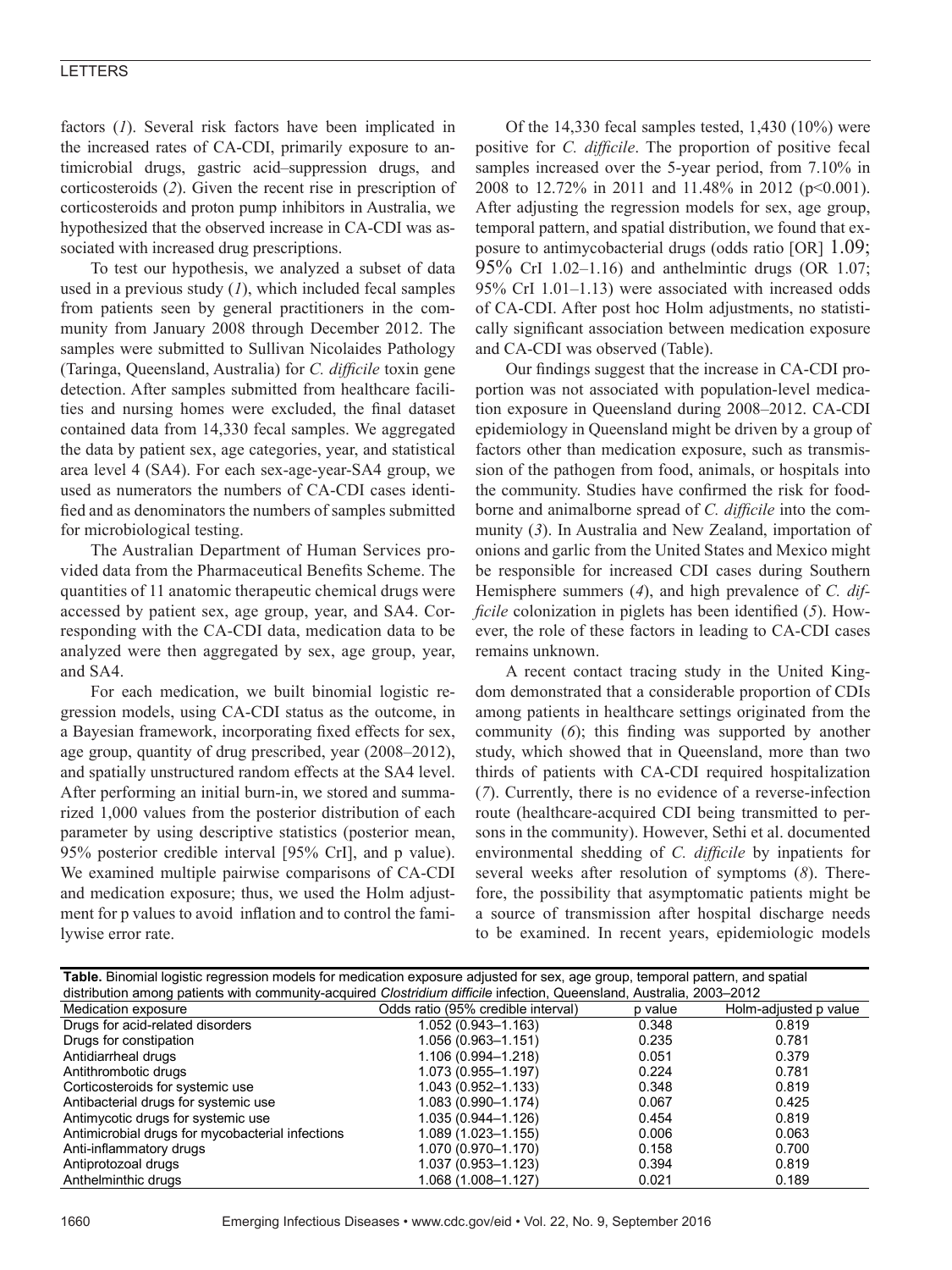factors (*1*). Several risk factors have been implicated in the increased rates of CA-CDI, primarily exposure to antimicrobial drugs, gastric acid–suppression drugs, and corticosteroids (*2*). Given the recent rise in prescription of corticosteroids and proton pump inhibitors in Australia, we hypothesized that the observed increase in CA-CDI was associated with increased drug prescriptions.

To test our hypothesis, we analyzed a subset of data used in a previous study (*1*), which included fecal samples from patients seen by general practitioners in the community from January 2008 through December 2012. The samples were submitted to Sullivan Nicolaides Pathology (Taringa, Queensland, Australia) for *C. difficile* toxin gene detection. After samples submitted from healthcare facilities and nursing homes were excluded, the final dataset contained data from 14,330 fecal samples. We aggregated the data by patient sex, age categories, year, and statistical area level 4 (SA4). For each sex-age-year-SA4 group, we used as numerators the numbers of CA-CDI cases identified and as denominators the numbers of samples submitted for microbiological testing.

The Australian Department of Human Services provided data from the Pharmaceutical Benefits Scheme. The quantities of 11 anatomic therapeutic chemical drugs were accessed by patient sex, age group, year, and SA4. Corresponding with the CA-CDI data, medication data to be analyzed were then aggregated by sex, age group, year, and SA4.

For each medication, we built binomial logistic regression models, using CA-CDI status as the outcome, in a Bayesian framework, incorporating fixed effects for sex, age group, quantity of drug prescribed, year (2008–2012), and spatially unstructured random effects at the SA4 level. After performing an initial burn-in, we stored and summarized 1,000 values from the posterior distribution of each parameter by using descriptive statistics (posterior mean, 95% posterior credible interval [95% CrI], and p value). We examined multiple pairwise comparisons of CA-CDI and medication exposure; thus, we used the Holm adjustment for p values to avoid inflation and to control the familywise error rate.

Of the 14,330 fecal samples tested, 1,430 (10%) were positive for *C. difficile*. The proportion of positive fecal samples increased over the 5-year period, from 7.10% in 2008 to 12.72% in 2011 and 11.48% in 2012 ($p<0.001$). After adjusting the regression models for sex, age group, temporal pattern, and spatial distribution, we found that exposure to antimycobacterial drugs (odds ratio [OR] 1.09; 95% CrI 1.02–1.16) and anthelmintic drugs (OR 1.07; 95% CrI 1.01–1.13) were associated with increased odds of CA-CDI. After post hoc Holm adjustments, no statistically significant association between medication exposure and CA-CDI was observed (Table).

Our findings suggest that the increase in CA-CDI proportion was not associated with population-level medication exposure in Queensland during 2008–2012. CA-CDI epidemiology in Queensland might be driven by a group of factors other than medication exposure, such as transmission of the pathogen from food, animals, or hospitals into the community. Studies have confirmed the risk for foodborne and animalborne spread of *C. difficile* into the community (*3*). In Australia and New Zealand, importation of onions and garlic from the United States and Mexico might be responsible for increased CDI cases during Southern Hemisphere summers (*4*), and high prevalence of *C. difficile* colonization in piglets has been identified (*5*). However, the role of these factors in leading to CA-CDI cases remains unknown.

A recent contact tracing study in the United Kingdom demonstrated that a considerable proportion of CDIs among patients in healthcare settings originated from the community (*6*); this finding was supported by another study, which showed that in Queensland, more than two thirds of patients with CA-CDI required hospitalization (*7*). Currently, there is no evidence of a reverse-infection route (healthcare-acquired CDI being transmitted to persons in the community). However, Sethi et al. documented environmental shedding of *C. difficile* by inpatients for several weeks after resolution of symptoms (*8*). Therefore, the possibility that asymptomatic patients might be a source of transmission after hospital discharge needs to be examined. In recent years, epidemiologic models

**Table.** Binomial logistic regression models for medication exposure adjusted for sex, age group, temporal pattern, and spatial distribution among patients with community-acquired *Clostridium difficile* infection, Queensland, Australia, 2003–2012

| Medication exposure | Odds ratio (95% credible interval) | p value | Holm-adjusted p value |
|---|---|---|---|
| Drugs for acid-related disorders | 1.052 (0.943–1.163) | 0.348 | 0.819 |
| Drugs for constipation | 1.056 (0.963–1.151) | 0.235 | 0.781 |
| Antidiarrheal drugs | 1.106 (0.994–1.218) | 0.051 | 0.379 |
| Antithrombotic drugs | 1.073 (0.955–1.197) | 0.224 | 0.781 |
| Corticosteroids for systemic use | 1.043 (0.952–1.133) | 0.348 | 0.819 |
| Antibacterial drugs for systemic use | 1.083 (0.990–1.174) | 0.067 | 0.425 |
| Antimycotic drugs for systemic use | 1.035 (0.944–1.126) | 0.454 | 0.819 |
| Antimicrobial drugs for mycobacterial infections | 1.089 (1.023–1.155) | 0.006 | 0.063 |
| Anti-inflammatory drugs | 1.070 (0.970–1.170) | 0.158 | 0.700 |
| Antiprotozoal drugs | 1.037 (0.953–1.123) | 0.394 | 0.819 |
| Anthelminthic drugs | 1.068 (1.008–1.127) | 0.021 | 0.189 |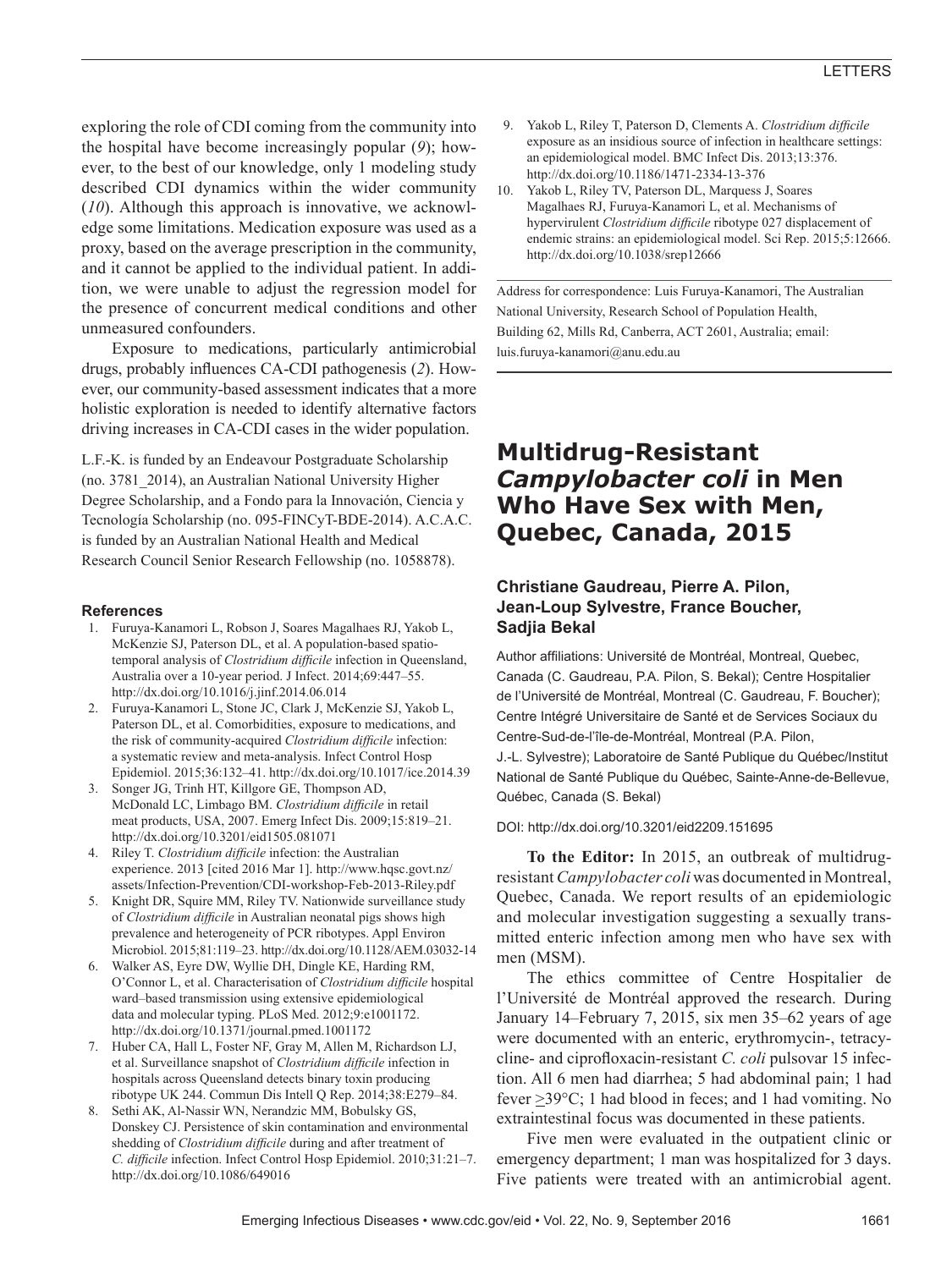exploring the role of CDI coming from the community into the hospital have become increasingly popular (*9*); however, to the best of our knowledge, only 1 modeling study described CDI dynamics within the wider community (*10*). Although this approach is innovative, we acknowledge some limitations. Medication exposure was used as a proxy, based on the average prescription in the community, and it cannot be applied to the individual patient. In addition, we were unable to adjust the regression model for the presence of concurrent medical conditions and other unmeasured confounders.

Exposure to medications, particularly antimicrobial drugs, probably influences CA-CDI pathogenesis (*2*). However, our community-based assessment indicates that a more holistic exploration is needed to identify alternative factors driving increases in CA-CDI cases in the wider population.

L.F.-K. is funded by an Endeavour Postgraduate Scholarship (no. 3781_2014), an Australian National University Higher Degree Scholarship, and a Fondo para la Innovación, Ciencia y Tecnología Scholarship (no. 095-FINCyT-BDE-2014). A.C.A.C. is funded by an Australian National Health and Medical Research Council Senior Research Fellowship (no. 1058878).

#### References

1. Furuya-Kanamori L, Robson J, Soares Magalhaes RJ, Yakob L, McKenzie SJ, Paterson DL, et al. A population-based spatio-temporal analysis of *Clostridium difficile* infection in Queensland, Australia over a 10-year period. J Infect. 2014;69:447–55. http://dx.doi.org/10.1016/j.jinf.2014.06.014
2. Furuya-Kanamori L, Stone JC, Clark J, McKenzie SJ, Yakob L, Paterson DL, et al. Comorbidities, exposure to medications, and the risk of community-acquired *Clostridium difficile* infection: a systematic review and meta-analysis. Infect Control Hosp Epidemiol. 2015;36:132–41. http://dx.doi.org/10.1017/ice.2014.39
3. Songer JG, Trinh HT, Killgore GE, Thompson AD, McDonald LC, Limbago BM. *Clostridium difficile* in retail meat products, USA, 2007. Emerg Infect Dis. 2009;15:819–21. http://dx.doi.org/10.3201/eid1505.081071
4. Riley T. *Clostridium difficile* infection: the Australian experience. 2013 [cited 2016 Mar 1]. http://www.hqsc.govt.nz/assets/Infection-Prevention/CDI-workshop-Feb-2013-Riley.pdf
5. Knight DR, Squire MM, Riley TV. Nationwide surveillance study of *Clostridium difficile* in Australian neonatal pigs shows high prevalence and heterogeneity of PCR ribotypes. Appl Environ Microbiol. 2015;81:119–23. http://dx.doi.org/10.1128/AEM.03032-14
6. Walker AS, Eyre DW, Wyllie DH, Dingle KE, Harding RM, O'Connor L, et al. Characterisation of *Clostridium difficile* hospital ward–based transmission using extensive epidemiological data and molecular typing. PLoS Med. 2012;9:e1001172. http://dx.doi.org/10.1371/journal.pmed.1001172
7. Huber CA, Hall L, Foster NF, Gray M, Allen M, Richardson LJ, et al. Surveillance snapshot of *Clostridium difficile* infection in hospitals across Queensland detects binary toxin producing ribotype UK 244. Commun Dis Intell Q Rep. 2014;38:E279–84.
8. Sethi AK, Al-Nassir WN, Nerandzic MM, Bobulsky GS, Donskey CJ. Persistence of skin contamination and environmental shedding of *Clostridium difficile* during and after treatment of *C. difficile* infection. Infect Control Hosp Epidemiol. 2010;31:21–7. http://dx.doi.org/10.1086/649016
9. Yakob L, Riley T, Paterson D, Clements A. *Clostridium difficile* exposure as an insidious source of infection in healthcare settings: an epidemiological model. BMC Infect Dis. 2013;13:376. http://dx.doi.org/10.1186/1471-2334-13-376
10. Yakob L, Riley TV, Paterson DL, Marquess J, Soares Magalhaes RJ, Furuya-Kanamori L, et al. Mechanisms of hypervirulent *Clostridium difficile* ribotype 027 displacement of endemic strains: an epidemiological model. Sci Rep. 2015;5:12666. http://dx.doi.org/10.1038/srep12666

Address for correspondence: Luis Furuya-Kanamori, The Australian National University, Research School of Population Health, Building 62, Mills Rd, Canberra, ACT 2601, Australia; email: luis.furuya-kanamori@anu.edu.au

# Multidrug-Resistant *Campylobacter coli* in Men Who Have Sex with Men, Quebec, Canada, 2015

### Christiane Gaudreau, Pierre A. Pilon, Jean-Loup Sylvestre, France Boucher, Sadjia Bekal

Author affiliations: Université de Montréal, Montreal, Quebec, Canada (C. Gaudreau, P.A. Pilon, S. Bekal); Centre Hospitalier de l'Université de Montréal, Montreal (C. Gaudreau, F. Boucher); Centre Intégré Universitaire de Santé et de Services Sociaux du Centre-Sud-de-l'île-de-Montréal, Montreal (P.A. Pilon, J.-L. Sylvestre); Laboratoire de Santé Publique du Québec/Institut National de Santé Publique du Québec, Sainte-Anne-de-Bellevue, Québec, Canada (S. Bekal)

DOI: http://dx.doi.org/10.3201/eid2209.151695

**To the Editor:** In 2015, an outbreak of multidrug-resistant *Campylobacter coli* was documented in Montreal, Quebec, Canada. We report results of an epidemiologic and molecular investigation suggesting a sexually transmitted enteric infection among men who have sex with men (MSM).

The ethics committee of Centre Hospitalier de l'Université de Montréal approved the research. During January 14–February 7, 2015, six men 35–62 years of age were documented with an enteric, erythromycin-, tetracycline- and ciprofloxacin-resistant *C. coli* pulsovar 15 infection. All 6 men had diarrhea; 5 had abdominal pain; 1 had fever ≥39°C; 1 had blood in feces; and 1 had vomiting. No extraintestinal focus was documented in these patients.

Five men were evaluated in the outpatient clinic or emergency department; 1 man was hospitalized for 3 days. Five patients were treated with an antimicrobial agent.